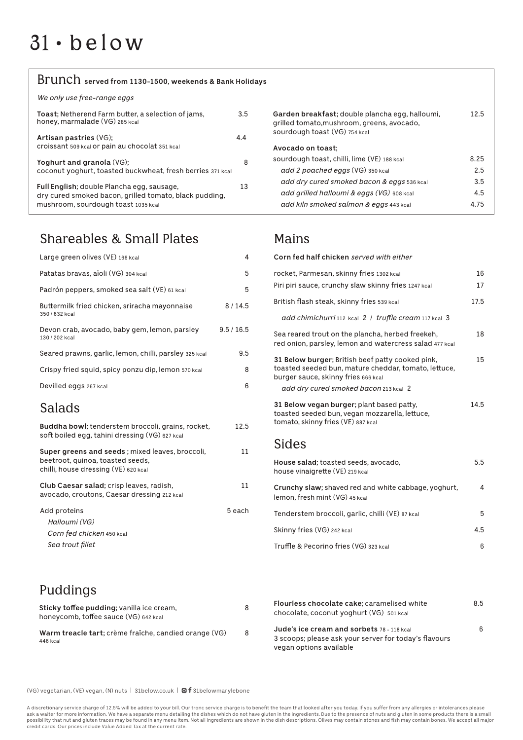# 31 • below

## Brunch served from 1130-1500, weekends & Bank Holidays

*We only use free-range eggs*

| Item | Price |
|---|---|
| **Toast**; Netherend Farm butter, a selection of jams, honey, marmalade (VG) 285 kcal | 3.5 |
| **Artisan pastries** (VG); croissant 509 kcal or pain au chocolat 351 kcal | 4.4 |
| **Yoghurt and granola** (VG); coconut yoghurt, toasted buckwheat, fresh berries 371 kcal | 8 |
| **Full English**; double Plancha egg, sausage, dry cured smoked bacon, grilled tomato, black pudding, mushroom, sourdough toast 1035 kcal | 13 |
| **Garden breakfast**; double plancha egg, halloumi, grilled tomato,mushroom, greens, avocado, sourdough toast (VG) 754 kcal | 12.5 |
| **Avocado on toast**; | |
| sourdough toast, chilli, lime (VE) 188 kcal | 8.25 |
| *add 2 poached eggs* (VG) 350 kcal | 2.5 |
| *add dry cured smoked bacon & eggs* 536 kcal | 3.5 |
| *add grilled halloumi & eggs (VG)* 608 kcal | 4.5 |
| *add kiln smoked salmon & eggs* 443 kcal | 4.75 |

## Shareables & Small Plates

| Item | Price |
|---|---|
| Large green olives (VE) 166 kcal | 4 |
| Patatas bravas, aïoli (VG) 304 kcal | 5 |
| Padrón peppers, smoked sea salt (VE) 61 kcal | 5 |
| Buttermilk fried chicken, sriracha mayonnaise 350 / 632 kcal | 8 / 14.5 |
| Devon crab, avocado, baby gem, lemon, parsley 130 / 202 kcal | 9.5 / 16.5 |
| Seared prawns, garlic, lemon, chilli, parsley 325 kcal | 9.5 |
| Crispy fried squid, spicy ponzu dip, lemon 570 kcal | 8 |
| Devilled eggs 267 kcal | 6 |

## Salads

| Item | Price |
|---|---|
| **Buddha bowl**; tenderstem broccoli, grains, rocket, soft boiled egg, tahini dressing (VG) 627 kcal | 12.5 |
| **Super greens and seeds** ; mixed leaves, broccoli, beetroot, quinoa, toasted seeds, chilli, house dressing (VE) 620 kcal | 11 |
| **Club Caesar salad**; crisp leaves, radish, avocado, croutons, Caesar dressing 212 kcal | 11 |
| Add proteins | 5 each |
| *Halloumi (VG)* | |
| *Corn fed chicken* 450 kcal | |
| *Sea trout fillet* | |

## Mains

| Item | Price |
|---|---|
| **Corn fed half chicken** *served with either* | |
| rocket, Parmesan, skinny fries 1302 kcal | 16 |
| Piri piri sauce, crunchy slaw skinny fries 1247 kcal | 17 |
| British flash steak, skinny fries 539 kcal | 17.5 |
| *add chimichurri* 112 kcal 2 / *truffle cream* 117 kcal 3 | |
| Sea reared trout on the plancha, herbed freekeh, red onion, parsley, lemon and watercress salad 477 kcal | 18 |
| **31 Below burger**; British beef patty cooked pink, toasted seeded bun, mature cheddar, tomato, lettuce, burger sauce, skinny fries 666 kcal | 15 |
| *add dry cured smoked bacon* 213 kcal 2 | |
| **31 Below vegan burger**; plant based patty, toasted seeded bun, vegan mozzarella, lettuce, tomato, skinny fries (VE) 887 kcal | 14.5 |

## Sides

| Item | Price |
|---|---|
| **House salad**; toasted seeds, avocado, house vinaigrette (VE) 219 kcal | 5.5 |
| **Crunchy slaw**; shaved red and white cabbage, yoghurt, lemon, fresh mint (VG) 45 kcal | 4 |
| Tenderstem broccoli, garlic, chilli (VE) 87 kcal | 5 |
| Skinny fries (VG) 242 kcal | 4.5 |
| Truffle & Pecorino fries (VG) 323 kcal | 6 |

## Puddings

| Item | Price |
|---|---|
| **Sticky toffee pudding**; vanilla ice cream, honeycomb, toffee sauce (VG) 642 kcal | 8 |
| **Warm treacle tart**; crème fraîche, candied orange (VG) 446 kcal | 8 |
| **Flourless chocolate cake**; caramelised white chocolate, coconut yoghurt (VG) 501 kcal | 8.5 |
| **Jude's ice cream and sorbets** 78 - 118 kcal 3 scoops; please ask your server for today's flavours vegan options available | 6 |

(VG) vegetarian, (VE) vegan, (N) nuts | 31below.co.uk | 31belowmarylebone

A discretionary service charge of 12.5% will be added to your bill. Our tronc service charge is to benefit the team that looked after you today. If you suffer from any allergies or intolerances please ask a waiter for more information. We have a separate menu detailing the dishes which do not have gluten in the ingredients. Due to the presence of nuts and gluten in some products there is a small possibility that nut and gluten traces may be found in any menu item. Not all ingredients are shown in the dish descriptions. Olives may contain stones and fish may contain bones. We accept all major credit cards. Our prices include Value Added Tax at the current rate.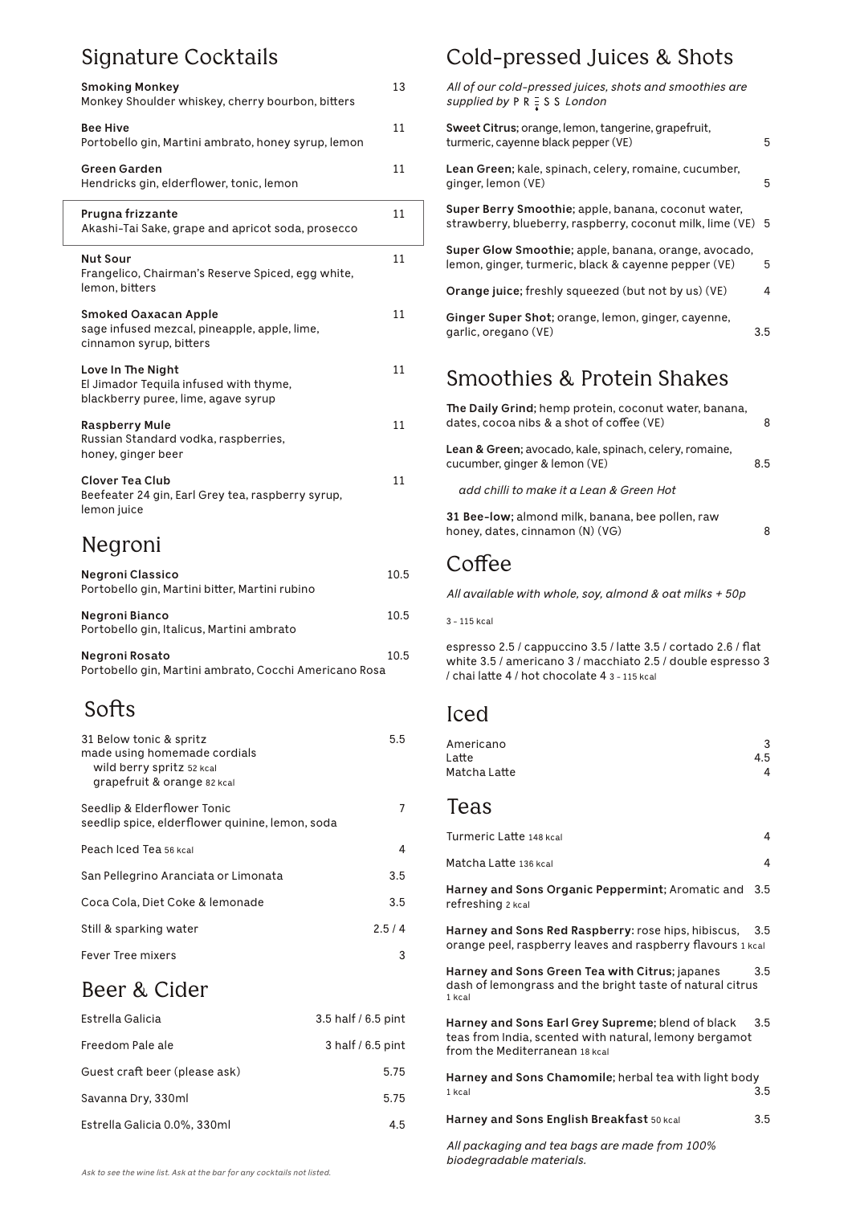## Signature Cocktails

**Smoking Monkey** 13
Monkey Shoulder whiskey, cherry bourbon, bitters

**Bee Hive** 11
Portobello gin, Martini ambrato, honey syrup, lemon

**Green Garden** 11
Hendricks gin, elderflower, tonic, lemon

**Prugna frizzante** 11
Akashi-Tai Sake, grape and apricot soda, prosecco

**Nut Sour** 11
Frangelico, Chairman's Reserve Spiced, egg white, lemon, bitters

**Smoked Oaxacan Apple** 11
sage infused mezcal, pineapple, apple, lime, cinnamon syrup, bitters

**Love In The Night** 11
El Jimador Tequila infused with thyme, blackberry puree, lime, agave syrup

**Raspberry Mule** 11
Russian Standard vodka, raspberries, honey, ginger beer

**Clover Tea Club** 11
Beefeater 24 gin, Earl Grey tea, raspberry syrup, lemon juice

## Negroni

**Negroni Classico** 10.5
Portobello gin, Martini bitter, Martini rubino

**Negroni Bianco** 10.5
Portobello gin, Italicus, Martini ambrato

**Negroni Rosato** 10.5
Portobello gin, Martini ambrato, Cocchi Americano Rosa

## Softs

31 Below tonic & spritz 5.5
made using homemade cordials
wild berry spritz 52 kcal
grapefruit & orange 82 kcal

Seedlip & Elderflower Tonic 7
seedlip spice, elderflower quinine, lemon, soda

Peach Iced Tea 56 kcal 4

San Pellegrino Aranciata or Limonata 3.5

Coca Cola, Diet Coke & lemonade 3.5

Still & sparking water 2.5 / 4

Fever Tree mixers 3

## Beer & Cider

| | |
|---|---|
| Estrella Galicia | 3.5 half / 6.5 pint |
| Freedom Pale ale | 3 half / 6.5 pint |
| Guest craft beer (please ask) | 5.75 |
| Savanna Dry, 330ml | 5.75 |
| Estrella Galicia 0.0%, 330ml | 4.5 |

*Ask to see the wine list. Ask at the bar for any cocktails not listed.*

## Cold-pressed Juices & Shots

*All of our cold-pressed juices, shots and smoothies are supplied by PRESS London*

**Sweet Citrus;** orange, lemon, tangerine, grapefruit, turmeric, cayenne black pepper (VE) 5

**Lean Green;** kale, spinach, celery, romaine, cucumber, ginger, lemon (VE) 5

**Super Berry Smoothie;** apple, banana, coconut water, strawberry, blueberry, raspberry, coconut milk, lime (VE) 5

**Super Glow Smoothie;** apple, banana, orange, avocado, lemon, ginger, turmeric, black & cayenne pepper (VE) 5

**Orange juice;** freshly squeezed (but not by us) (VE) 4

**Ginger Super Shot;** orange, lemon, ginger, cayenne, garlic, oregano (VE) 3.5

## Smoothies & Protein Shakes

**The Daily Grind;** hemp protein, coconut water, banana, dates, cocoa nibs & a shot of coffee (VE) 8

**Lean & Green;** avocado, kale, spinach, celery, romaine, cucumber, ginger & lemon (VE) 8.5

*add chilli to make it a Lean & Green Hot*

**31 Bee-low;** almond milk, banana, bee pollen, raw honey, dates, cinnamon (N) (VG) 8

## Coffee

*All available with whole, soy, almond & oat milks + 50p*

3 - 115 kcal

espresso 2.5 / cappuccino 3.5 / latte 3.5 / cortado 2.6 / flat white 3.5 / americano 3 / macchiato 2.5 / double espresso 3 / chai latte 4 / hot chocolate 4 3 - 115 kcal

## Iced

| | |
|---|---|
| Americano | 3 |
| Latte | 4.5 |
| Matcha Latte | 4 |

## Teas

Turmeric Latte 148 kcal 4

Matcha Latte 136 kcal 4

**Harney and Sons Organic Peppermint;** Aromatic and refreshing 2 kcal 3.5

**Harney and Sons Red Raspberry:** rose hips, hibiscus, orange peel, raspberry leaves and raspberry flavours 1 kcal 3.5

**Harney and Sons Green Tea with Citrus;** japanes dash of lemongrass and the bright taste of natural citrus 1 kcal 3.5

**Harney and Sons Earl Grey Supreme;** blend of black teas from India, scented with natural, lemony bergamot from the Mediterranean 18 kcal 3.5

**Harney and Sons Chamomile;** herbal tea with light body 1 kcal 3.5

**Harney and Sons English Breakfast** 50 kcal 3.5

*All packaging and tea bags are made from 100% biodegradable materials.*